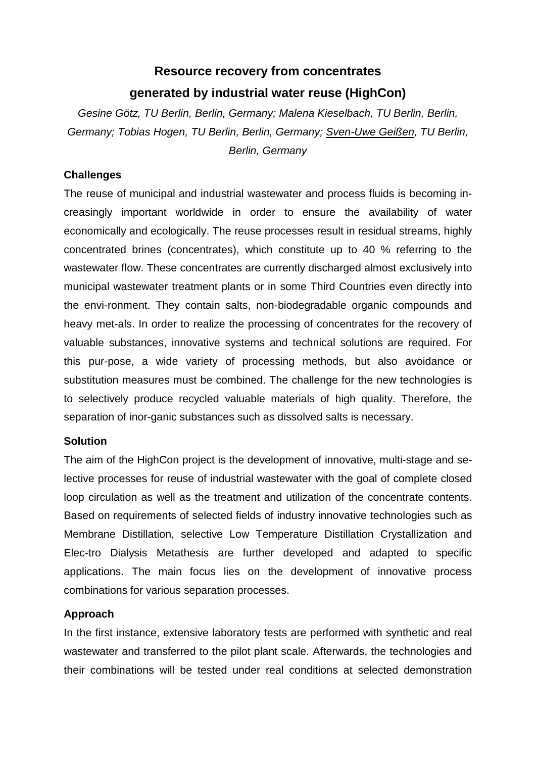# Resource recovery from concentrates generated by industrial water reuse (HighCon)

*Gesine Götz, TU Berlin, Berlin, Germany; Malena Kieselbach, TU Berlin, Berlin, Germany; Tobias Hogen, TU Berlin, Berlin, Germany; Sven-Uwe Geißen, TU Berlin, Berlin, Germany*

## Challenges

The reuse of municipal and industrial wastewater and process fluids is becoming increasingly important worldwide in order to ensure the availability of water economically and ecologically. The reuse processes result in residual streams, highly concentrated brines (concentrates), which constitute up to 40 % referring to the wastewater flow. These concentrates are currently discharged almost exclusively into municipal wastewater treatment plants or in some Third Countries even directly into the envi-ronment. They contain salts, non-biodegradable organic compounds and heavy met-als. In order to realize the processing of concentrates for the recovery of valuable substances, innovative systems and technical solutions are required. For this pur-pose, a wide variety of processing methods, but also avoidance or substitution measures must be combined. The challenge for the new technologies is to selectively produce recycled valuable materials of high quality. Therefore, the separation of inor-ganic substances such as dissolved salts is necessary.

## Solution

The aim of the HighCon project is the development of innovative, multi-stage and selective processes for reuse of industrial wastewater with the goal of complete closed loop circulation as well as the treatment and utilization of the concentrate contents. Based on requirements of selected fields of industry innovative technologies such as Membrane Distillation, selective Low Temperature Distillation Crystallization and Elec-tro Dialysis Metathesis are further developed and adapted to specific applications. The main focus lies on the development of innovative process combinations for various separation processes.

## Approach

In the first instance, extensive laboratory tests are performed with synthetic and real wastewater and transferred to the pilot plant scale. Afterwards, the technologies and their combinations will be tested under real conditions at selected demonstration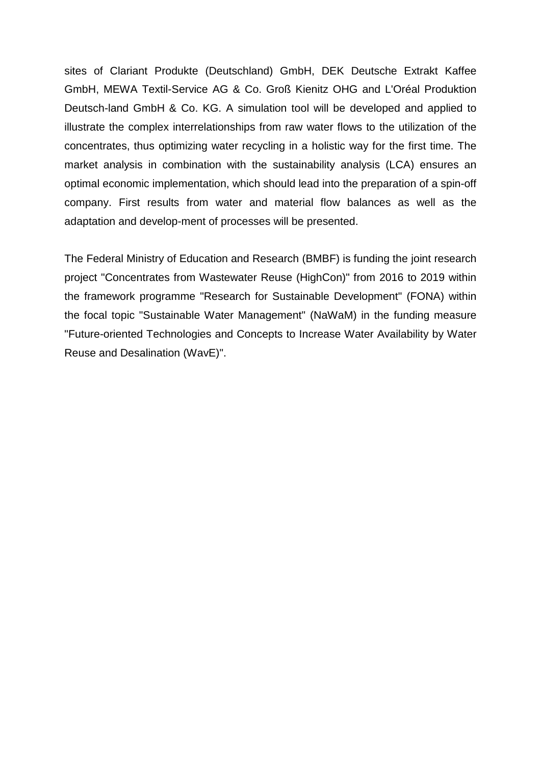sites of Clariant Produkte (Deutschland) GmbH, DEK Deutsche Extrakt Kaffee GmbH, MEWA Textil-Service AG & Co. Groß Kienitz OHG and L'Oréal Produktion Deutsch-land GmbH & Co. KG. A simulation tool will be developed and applied to illustrate the complex interrelationships from raw water flows to the utilization of the concentrates, thus optimizing water recycling in a holistic way for the first time. The market analysis in combination with the sustainability analysis (LCA) ensures an optimal economic implementation, which should lead into the preparation of a spin-off company. First results from water and material flow balances as well as the adaptation and develop-ment of processes will be presented.

The Federal Ministry of Education and Research (BMBF) is funding the joint research project "Concentrates from Wastewater Reuse (HighCon)" from 2016 to 2019 within the framework programme "Research for Sustainable Development" (FONA) within the focal topic "Sustainable Water Management" (NaWaM) in the funding measure "Future-oriented Technologies and Concepts to Increase Water Availability by Water Reuse and Desalination (WavE)".